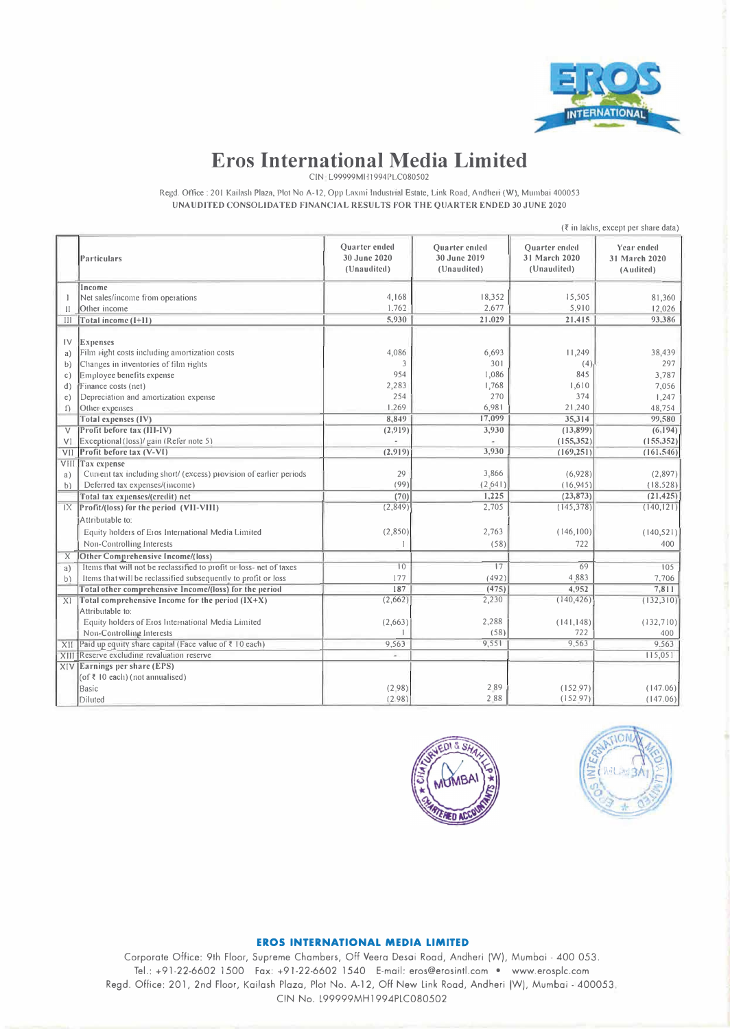# Eros International Media Limited

CIN: L99999MH1994PLC080502

Regd. Office : 201 Kailash Plaza, Plot No A-12, Opp Laxmi Industrial Estate, Link Road, Andheri (W), Mumbai 400053

**UNAUDITED CONSOLIDATED FINANCIAL RESULTS FOR THE QUARTER ENDED 30 JUNE 2020**

(₹ in lakhs, except per share data)

| | Particulars | Quarter ended 30 June 2020 (Unaudited) | Quarter ended 30 June 2019 (Unaudited) | Quarter ended 31 March 2020 (Unaudited) | Year ended 31 March 2020 (Audited) |
|---|---|---|---|---|---|
| | **Income** | | | | |
| I | Net sales/income from operations | 4,168 | 18,352 | 15,505 | 81,360 |
| II | Other income | 1,762 | 2,677 | 5,910 | 12,026 |
| III | **Total income (I+II)** | **5,930** | **21,029** | **21,415** | **93,386** |
| IV | **Expenses** | | | | |
| a) | Film right costs including amortization costs | 4,086 | 6,693 | 11,249 | 38,439 |
| b) | Changes in inventories of film rights | 3 | 301 | (4) | 297 |
| c) | Employee benefits expense | 954 | 1,086 | 845 | 3,787 |
| d) | Finance costs (net) | 2,283 | 1,768 | 1,610 | 7,056 |
| e) | Depreciation and amortization expense | 254 | 270 | 374 | 1,247 |
| f) | Other expenses | 1,269 | 6,981 | 21,240 | 48,754 |
| | **Total expenses (IV)** | **8,849** | **17,099** | **35,314** | **99,580** |
| V | **Profit before tax (III-IV)** | **(2,919)** | **3,930** | **(13,899)** | **(6,194)** |
| VI | Exceptional (loss)/ gain (Refer note 5) | - | - | (155,352) | (155,352) |
| VII | **Profit before tax (V-VI)** | **(2,919)** | **3,930** | **(169,251)** | **(161,546)** |
| VIII | **Tax expense** | | | | |
| a) | Current tax including short/ (excess) provision of earlier periods | 29 | 3,866 | (6,928) | (2,897) |
| b) | Deferred tax expenses/(income) | (99) | (2,641) | (16,945) | (18,528) |
| | **Total tax expenses/(credit) net** | **(70)** | **1,225** | **(23,873)** | **(21,425)** |
| IX | **Profit/(loss) for the period (VII-VIII)** | (2,849) | 2,705 | (145,378) | (140,121) |
| | Attributable to: | | | | |
| | Equity holders of Eros International Media Limited | (2,850) | 2,763 | (146,100) | (140,521) |
| | Non-Controlling Interests | 1 | (58) | 722 | 400 |
| X | **Other Comprehensive Income/(loss)** | | | | |
| a) | Items that will not be reclassified to profit or loss- net of taxes | 10 | 17 | 69 | 105 |
| b) | Items that will be reclassified subsequently to profit or loss | 177 | (492) | 4,883 | 7,706 |
| | **Total other comprehensive Income/(loss) for the period** | **187** | **(475)** | **4,952** | **7,811** |
| XI | **Total comprehensive Income for the period (IX+X)** | (2,662) | 2,230 | (140,426) | (132,310) |
| | Attributable to: | | | | |
| | Equity holders of Eros International Media Limited | (2,663) | 2,288 | (141,148) | (132,710) |
| | Non-Controlling Interests | 1 | (58) | 722 | 400 |
| XII | Paid up equity share capital (Face value of ₹ 10 each) | 9,563 | 9,551 | 9,563 | 9,563 |
| XIII | Reserve excluding revaluation reserve | - | | | 115,051 |
| XIV | **Earnings per share (EPS)** | | | | |
| | (of ₹ 10 each) (not annualised) | | | | |
| | Basic | (2.98) | 2.89 | (152.97) | (147.06) |
| | Diluted | (2.98) | 2.88 | (152.97) | (147.06) |

**EROS INTERNATIONAL MEDIA LIMITED**

Corporate Office: 9th Floor, Supreme Chambers, Off Veera Desai Road, Andheri (W), Mumbai - 400 053.
Tel.: +91-22-6602 1500 Fax: +91-22-6602 1540 E-mail: eros@erosintl.com • www.erosplc.com
Regd. Office: 201, 2nd Floor, Kailash Plaza, Plot No. A-12, Off New Link Road, Andheri (W), Mumbai - 400053.
CIN No. L99999MH1994PLC080502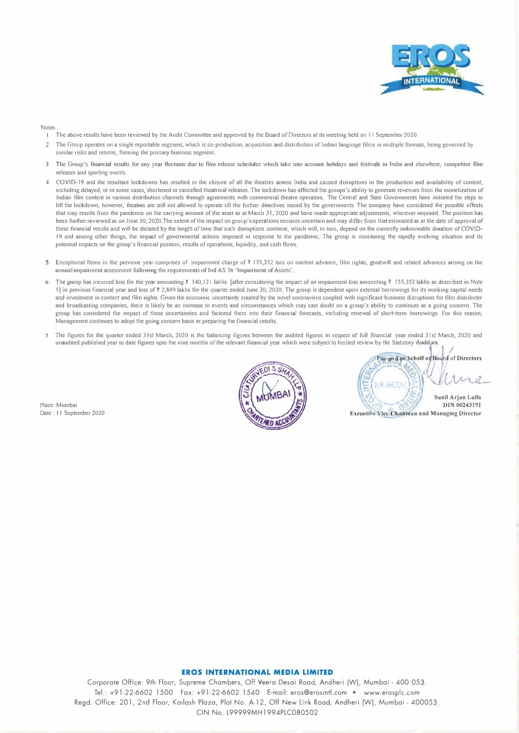Notes :

1. The above results have been reviewed by the Audit Committee and approved by the Board of Directors at its meeting held on 11 September 2020.
2. The Group operates on a single reportable segment, which is co-production, acquisition and distribution of Indian language films in multiple formats, being governed by similar risks and returns, forming the primary business segment.
3. The Group's financial results for any year fluctuate due to film release schedules which take into account holidays and festivals in India and elsewhere, competitor film releases and sporting events.
4. COVID-19 and the resultant lockdowns has resulted in the closure of all the theatres across India and caused disruptions in the production and availability of content, including delayed, or in some cases, shortened or cancelled theatrical releases. The lockdown has affected the groups's ability to generate revenues from the monetization of Indian film content in various distribution channels through agreements with commercial theatre operators. The Central and State Governments have initiated the steps to lift the lockdown, however, theatres are still not allowed to operate till the further directives issued by the governments. The company have considered the possible effects that may results from the pandemic on the carrying amount of the asset as at March 31, 2020 and have made appropriate adjustments, wherever required. The position has been further reviewed as on June 30, 2020.The extent of the impact on group's operations remains uncertain and may differ from that estimated as at the date of approval of these financial results and will be dictated by the length of time that such disruptions continue, which will, in turn, depend on the currently unknowable duration of COVID-19 and among other things, the impact of governmental actions imposed in response to the pandemic. The group is monitoring the rapidly evolving situation and its potential impacts on the group's financial position, results of operations, liquidity, and cash flows.
5. Exceptional Items in the previous year comprises of impairment charge of ₹ 155,352 lacs on content advance, film rights, goodwill and related advances arising on the annual impairment assessment following the requirements of Ind AS 36 'Impairment of Assets'.
6. The group has incurred loss for the year amounting ₹ 140,121 lakhs [after considering the impact of an impairment loss amounting ₹ 155,352 lakhs as described in Note 5] in previous financial year and loss of ₹ 2,849 lakhs for the quarter ended June 30, 2020. The group is dependent upon external borrowings for its working capital needs and investment in content and film rights. Given the economic uncertainty created by the novel coronavirus coupled with significant business disruptions for film distributer and broadcasting companies, there is likely be an increase in events and circumstances which may cast doubt on a group's ability to continues as a going concern. The group has considered the impact of these uncertainties and factored them into their financial forecasts, including renewal of short-term borrowings. For this reason, Management continues to adopt the going concern basis in preparing the financial results.
7. The figures for the quarter ended 31st March, 2020 is the balancing figures between the audited figures in respect of full financial year ended 31st March, 2020 and unaudited published year to date figures upto the nine months of the relevant financial year which were subject to limited review by the Statutory Auditors.

**For and on behalf of Board of Directors**

**Sunil Arjan Lulla**
**DIN 00243191**
**Executive Vice Chairman and Managing Director**

Place: Mumbai
Date : 11 September 2020

**EROS INTERNATIONAL MEDIA LIMITED**

Corporate Office: 9th Floor, Supreme Chambers, Off Veera Desai Road, Andheri (W), Mumbai - 400 053.
Tel.: +91-22-6602 1500 Fax: +91-22-6602 1540 E-mail: eros@erosintl.com • www.erosplc.com
Regd. Office: 201, 2nd Floor, Kailash Plaza, Plot No. A-12, Off New Link Road, Andheri (W), Mumbai - 400053.
CIN No. L99999MH1994PLC080502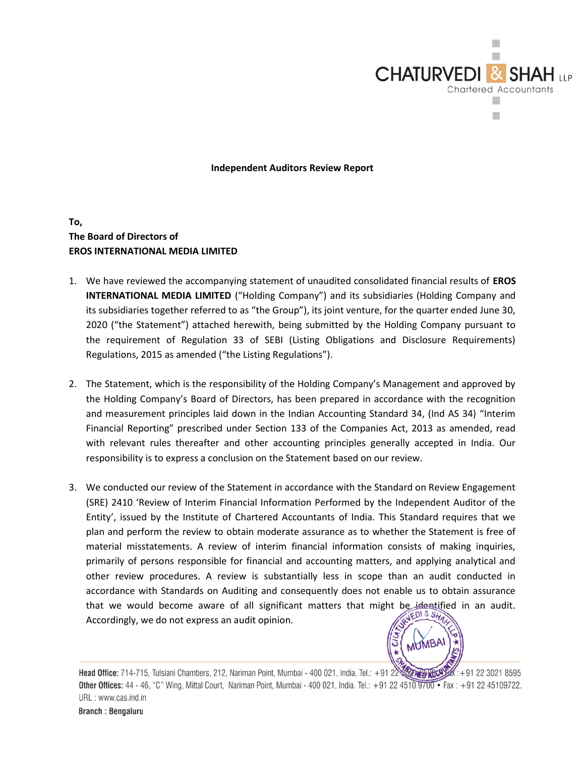**Independent Auditors Review Report**

**To,**
**The Board of Directors of**
**EROS INTERNATIONAL MEDIA LIMITED**

1. We have reviewed the accompanying statement of unaudited consolidated financial results of **EROS INTERNATIONAL MEDIA LIMITED** ("Holding Company") and its subsidiaries (Holding Company and its subsidiaries together referred to as "the Group"), its joint venture, for the quarter ended June 30, 2020 ("the Statement") attached herewith, being submitted by the Holding Company pursuant to the requirement of Regulation 33 of SEBI (Listing Obligations and Disclosure Requirements) Regulations, 2015 as amended ("the Listing Regulations").

2. The Statement, which is the responsibility of the Holding Company's Management and approved by the Holding Company's Board of Directors, has been prepared in accordance with the recognition and measurement principles laid down in the Indian Accounting Standard 34, (Ind AS 34) "Interim Financial Reporting" prescribed under Section 133 of the Companies Act, 2013 as amended, read with relevant rules thereafter and other accounting principles generally accepted in India. Our responsibility is to express a conclusion on the Statement based on our review.

3. We conducted our review of the Statement in accordance with the Standard on Review Engagement (SRE) 2410 'Review of Interim Financial Information Performed by the Independent Auditor of the Entity', issued by the Institute of Chartered Accountants of India. This Standard requires that we plan and perform the review to obtain moderate assurance as to whether the Statement is free of material misstatements. A review of interim financial information consists of making inquiries, primarily of persons responsible for financial and accounting matters, and applying analytical and other review procedures. A review is substantially less in scope than an audit conducted in accordance with Standards on Auditing and consequently does not enable us to obtain assurance that we would become aware of all significant matters that might be identified in an audit. Accordingly, we do not express an audit opinion.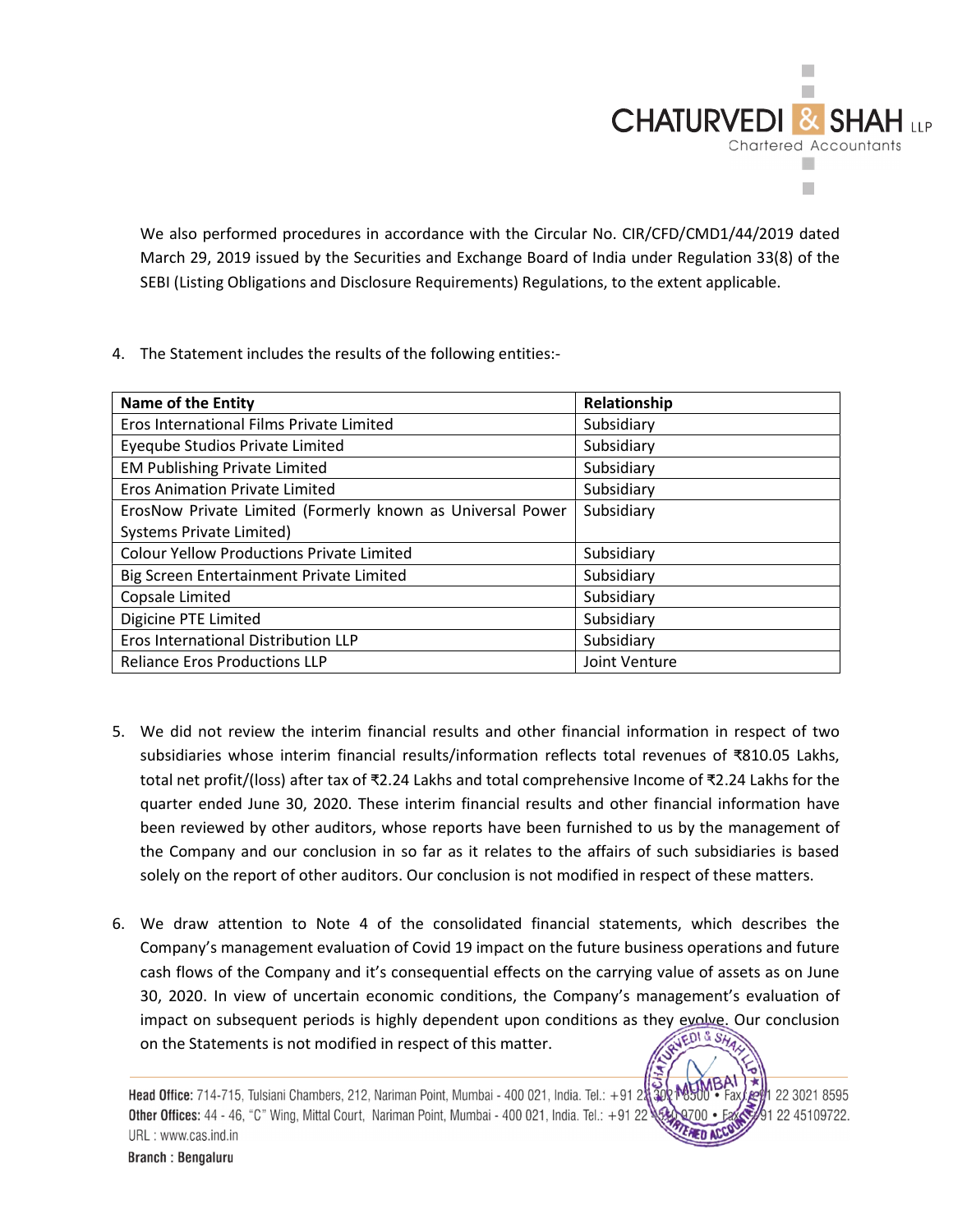We also performed procedures in accordance with the Circular No. CIR/CFD/CMD1/44/2019 dated March 29, 2019 issued by the Securities and Exchange Board of India under Regulation 33(8) of the SEBI (Listing Obligations and Disclosure Requirements) Regulations, to the extent applicable.

4. The Statement includes the results of the following entities:-

| Name of the Entity | Relationship |
|---|---|
| Eros International Films Private Limited | Subsidiary |
| Eyeqube Studios Private Limited | Subsidiary |
| EM Publishing Private Limited | Subsidiary |
| Eros Animation Private Limited | Subsidiary |
| ErosNow Private Limited (Formerly known as Universal Power Systems Private Limited) | Subsidiary |
| Colour Yellow Productions Private Limited | Subsidiary |
| Big Screen Entertainment Private Limited | Subsidiary |
| Copsale Limited | Subsidiary |
| Digicine PTE Limited | Subsidiary |
| Eros International Distribution LLP | Subsidiary |
| Reliance Eros Productions LLP | Joint Venture |

5. We did not review the interim financial results and other financial information in respect of two subsidiaries whose interim financial results/information reflects total revenues of ₹810.05 Lakhs, total net profit/(loss) after tax of ₹2.24 Lakhs and total comprehensive Income of ₹2.24 Lakhs for the quarter ended June 30, 2020. These interim financial results and other financial information have been reviewed by other auditors, whose reports have been furnished to us by the management of the Company and our conclusion in so far as it relates to the affairs of such subsidiaries is based solely on the report of other auditors. Our conclusion is not modified in respect of these matters.

6. We draw attention to Note 4 of the consolidated financial statements, which describes the Company's management evaluation of Covid 19 impact on the future business operations and future cash flows of the Company and it's consequential effects on the carrying value of assets as on June 30, 2020. In view of uncertain economic conditions, the Company's management's evaluation of impact on subsequent periods is highly dependent upon conditions as they evolve. Our conclusion on the Statements is not modified in respect of this matter.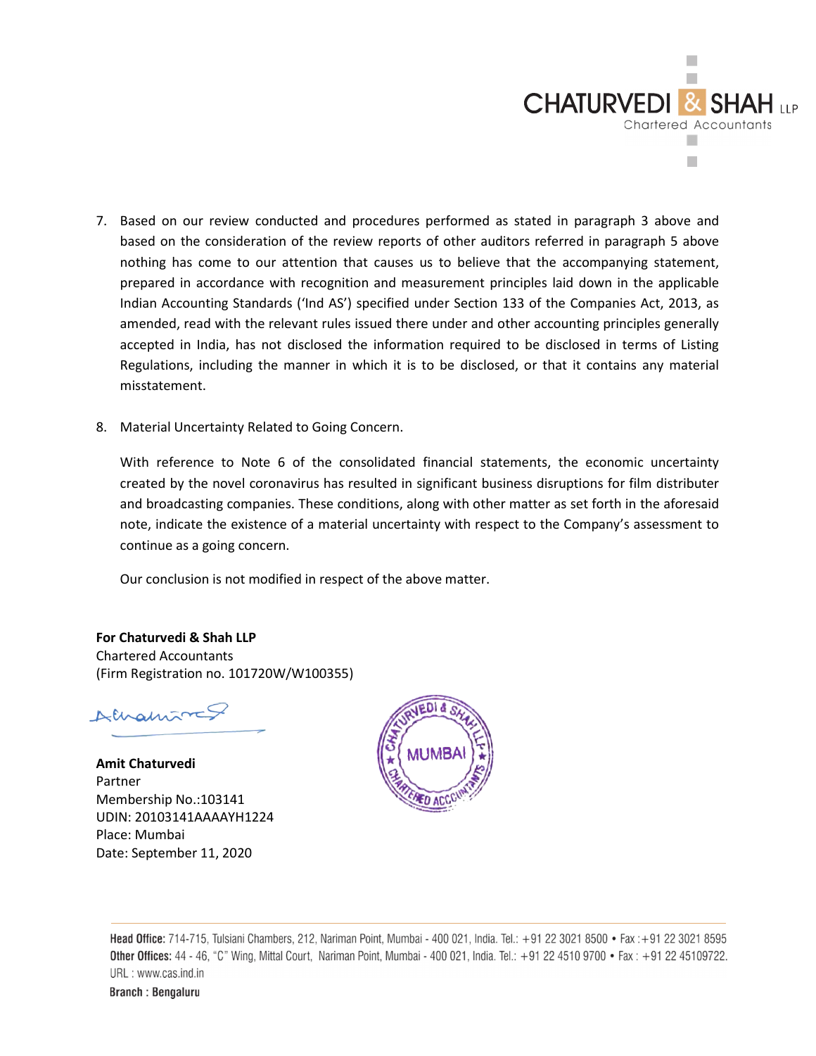7. Based on our review conducted and procedures performed as stated in paragraph 3 above and based on the consideration of the review reports of other auditors referred in paragraph 5 above nothing has come to our attention that causes us to believe that the accompanying statement, prepared in accordance with recognition and measurement principles laid down in the applicable Indian Accounting Standards ('Ind AS') specified under Section 133 of the Companies Act, 2013, as amended, read with the relevant rules issued there under and other accounting principles generally accepted in India, has not disclosed the information required to be disclosed in terms of Listing Regulations, including the manner in which it is to be disclosed, or that it contains any material misstatement.

8. Material Uncertainty Related to Going Concern.

   With reference to Note 6 of the consolidated financial statements, the economic uncertainty created by the novel coronavirus has resulted in significant business disruptions for film distributer and broadcasting companies. These conditions, along with other matter as set forth in the aforesaid note, indicate the existence of a material uncertainty with respect to the Company's assessment to continue as a going concern.

   Our conclusion is not modified in respect of the above matter.

**For Chaturvedi & Shah LLP**
Chartered Accountants
(Firm Registration no. 101720W/W100355)

**Amit Chaturvedi**
Partner
Membership No.:103141
UDIN: 20103141AAAAYH1224
Place: Mumbai
Date: September 11, 2020